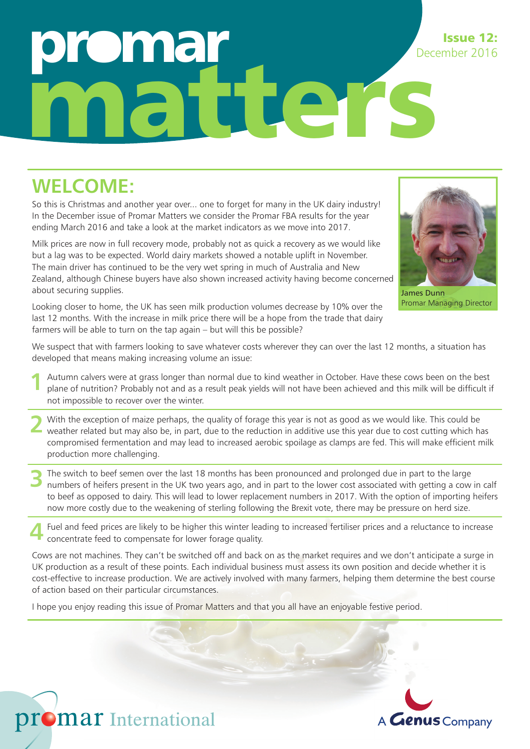# promar matters

**Issue 12:** December 2016

## WELCOME:

So this is Christmas and another year over... one to forget for many in the UK dairy industry! In the December issue of Promar Matters we consider the Promar FBA results for the year ending March 2016 and take a look at the market indicators as we move into 2017.

Milk prices are now in full recovery mode, probably not as quick a recovery as we would like but a lag was to be expected. World dairy markets showed a notable uplift in November. The main driver has continued to be the very wet spring in much of Australia and New Zealand, although Chinese buyers have also shown increased activity having become concerned about securing supplies.

James Dunn
Promar Managing Director

Looking closer to home, the UK has seen milk production volumes decrease by 10% over the last 12 months. With the increase in milk price there will be a hope from the trade that dairy farmers will be able to turn on the tap again – but will this be possible?

We suspect that with farmers looking to save whatever costs wherever they can over the last 12 months, a situation has developed that means making increasing volume an issue:

1. Autumn calvers were at grass longer than normal due to kind weather in October. Have these cows been on the best plane of nutrition? Probably not and as a result peak yields will not have been achieved and this milk will be difficult if not impossible to recover over the winter.

2. With the exception of maize perhaps, the quality of forage this year is not as good as we would like. This could be weather related but may also be, in part, due to the reduction in additive use this year due to cost cutting which has compromised fermentation and may lead to increased aerobic spoilage as clamps are fed. This will make efficient milk production more challenging.

3. The switch to beef semen over the last 18 months has been pronounced and prolonged due in part to the large numbers of heifers present in the UK two years ago, and in part to the lower cost associated with getting a cow in calf to beef as opposed to dairy. This will lead to lower replacement numbers in 2017. With the option of importing heifers now more costly due to the weakening of sterling following the Brexit vote, there may be pressure on herd size.

4. Fuel and feed prices are likely to be higher this winter leading to increased fertiliser prices and a reluctance to increase concentrate feed to compensate for lower forage quality.

Cows are not machines. They can't be switched off and back on as the market requires and we don't anticipate a surge in UK production as a result of these points. Each individual business must assess its own position and decide whether it is cost-effective to increase production. We are actively involved with many farmers, helping them determine the best course of action based on their particular circumstances.

I hope you enjoy reading this issue of Promar Matters and that you all have an enjoyable festive period.

promar International

A Genus Company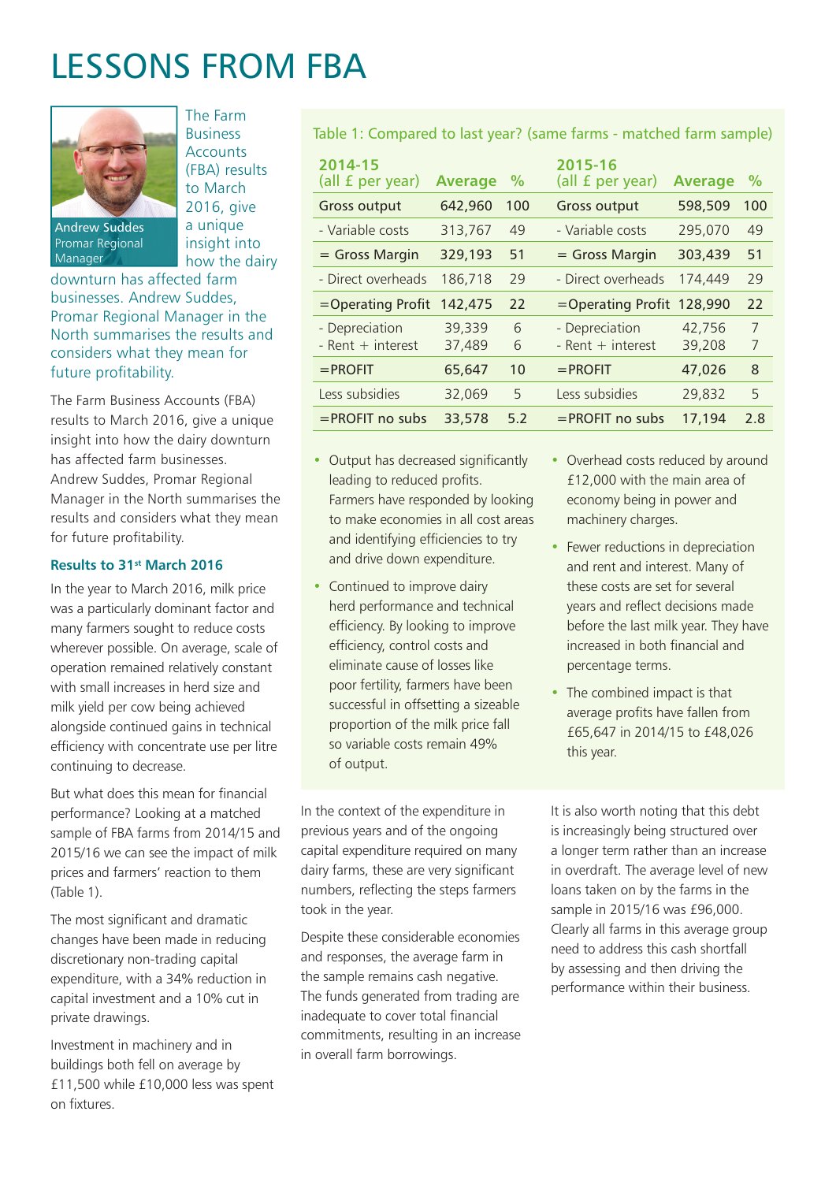# LESSONS FROM FBA

Andrew Suddes
Promar Regional Manager

The Farm Business Accounts (FBA) results to March 2016, give a unique insight into how the dairy downturn has affected farm businesses. Andrew Suddes, Promar Regional Manager in the North summarises the results and considers what they mean for future profitability.

The Farm Business Accounts (FBA) results to March 2016, give a unique insight into how the dairy downturn has affected farm businesses. Andrew Suddes, Promar Regional Manager in the North summarises the results and considers what they mean for future profitability.

### Results to 31st March 2016

In the year to March 2016, milk price was a particularly dominant factor and many farmers sought to reduce costs wherever possible. On average, scale of operation remained relatively constant with small increases in herd size and milk yield per cow being achieved alongside continued gains in technical efficiency with concentrate use per litre continuing to decrease.

But what does this mean for financial performance? Looking at a matched sample of FBA farms from 2014/15 and 2015/16 we can see the impact of milk prices and farmers' reaction to them (Table 1).

The most significant and dramatic changes have been made in reducing discretionary non-trading capital expenditure, with a 34% reduction in capital investment and a 10% cut in private drawings.

Investment in machinery and in buildings both fell on average by £11,500 while £10,000 less was spent on fixtures.

Table 1: Compared to last year? (same farms - matched farm sample)

| 2014-15 (all £ per year) | Average | % | 2015-16 (all £ per year) | Average | % |
|---|---|---|---|---|---|
| Gross output | 642,960 | 100 | Gross output | 598,509 | 100 |
| - Variable costs | 313,767 | 49 | - Variable costs | 295,070 | 49 |
| = Gross Margin | 329,193 | 51 | = Gross Margin | 303,439 | 51 |
| - Direct overheads | 186,718 | 29 | - Direct overheads | 174,449 | 29 |
| =Operating Profit | 142,475 | 22 | =Operating Profit | 128,990 | 22 |
| - Depreciation | 39,339 | 6 | - Depreciation | 42,756 | 7 |
| - Rent + interest | 37,489 | 6 | - Rent + interest | 39,208 | 7 |
| =PROFIT | 65,647 | 10 | =PROFIT | 47,026 | 8 |
| Less subsidies | 32,069 | 5 | Less subsidies | 29,832 | 5 |
| =PROFIT no subs | 33,578 | 5.2 | =PROFIT no subs | 17,194 | 2.8 |

- Output has decreased significantly leading to reduced profits. Farmers have responded by looking to make economies in all cost areas and identifying efficiencies to try and drive down expenditure.
- Continued to improve dairy herd performance and technical efficiency. By looking to improve efficiency, control costs and eliminate cause of losses like poor fertility, farmers have been successful in offsetting a sizeable proportion of the milk price fall so variable costs remain 49% of output.
- Overhead costs reduced by around £12,000 with the main area of economy being in power and machinery charges.
- Fewer reductions in depreciation and rent and interest. Many of these costs are set for several years and reflect decisions made before the last milk year. They have increased in both financial and percentage terms.
- The combined impact is that average profits have fallen from £65,647 in 2014/15 to £48,026 this year.

In the context of the expenditure in previous years and of the ongoing capital expenditure required on many dairy farms, these are very significant numbers, reflecting the steps farmers took in the year.

Despite these considerable economies and responses, the average farm in the sample remains cash negative. The funds generated from trading are inadequate to cover total financial commitments, resulting in an increase in overall farm borrowings.

It is also worth noting that this debt is increasingly being structured over a longer term rather than an increase in overdraft. The average level of new loans taken on by the farms in the sample in 2015/16 was £96,000. Clearly all farms in this average group need to address this cash shortfall by assessing and then driving the performance within their business.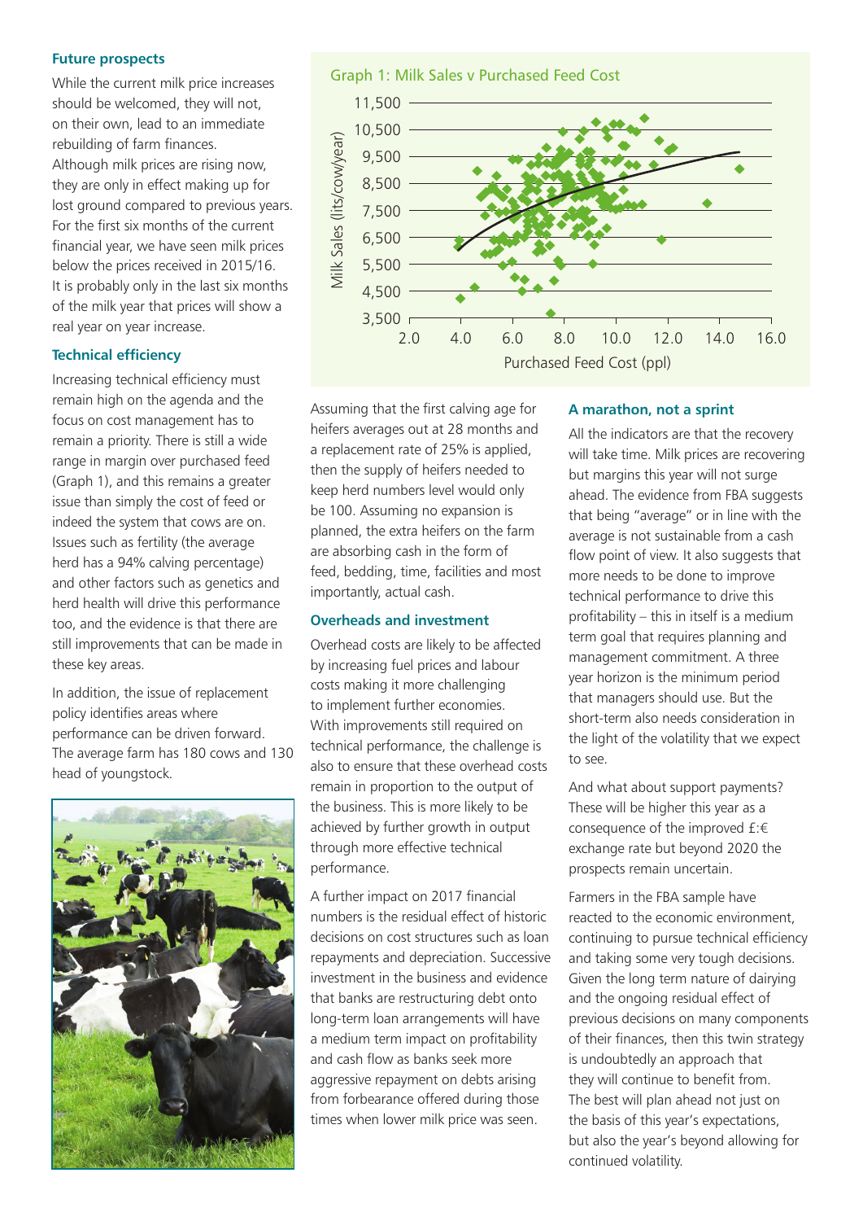### Future prospects

While the current milk price increases should be welcomed, they will not, on their own, lead to an immediate rebuilding of farm finances. Although milk prices are rising now, they are only in effect making up for lost ground compared to previous years. For the first six months of the current financial year, we have seen milk prices below the prices received in 2015/16. It is probably only in the last six months of the milk year that prices will show a real year on year increase.

### Technical efficiency

Increasing technical efficiency must remain high on the agenda and the focus on cost management has to remain a priority. There is still a wide range in margin over purchased feed (Graph 1), and this remains a greater issue than simply the cost of feed or indeed the system that cows are on. Issues such as fertility (the average herd has a 94% calving percentage) and other factors such as genetics and herd health will drive this performance too, and the evidence is that there are still improvements that can be made in these key areas.

In addition, the issue of replacement policy identifies areas where performance can be driven forward. The average farm has 180 cows and 130 head of youngstock.

Graph 1: Milk Sales v Purchased Feed Cost

Assuming that the first calving age for heifers averages out at 28 months and a replacement rate of 25% is applied, then the supply of heifers needed to keep herd numbers level would only be 100. Assuming no expansion is planned, the extra heifers on the farm are absorbing cash in the form of feed, bedding, time, facilities and most importantly, actual cash.

### Overheads and investment

Overhead costs are likely to be affected by increasing fuel prices and labour costs making it more challenging to implement further economies. With improvements still required on technical performance, the challenge is also to ensure that these overhead costs remain in proportion to the output of the business. This is more likely to be achieved by further growth in output through more effective technical performance.

A further impact on 2017 financial numbers is the residual effect of historic decisions on cost structures such as loan repayments and depreciation. Successive investment in the business and evidence that banks are restructuring debt onto long-term loan arrangements will have a medium term impact on profitability and cash flow as banks seek more aggressive repayment on debts arising from forbearance offered during those times when lower milk price was seen.

### A marathon, not a sprint

All the indicators are that the recovery will take time. Milk prices are recovering but margins this year will not surge ahead. The evidence from FBA suggests that being "average" or in line with the average is not sustainable from a cash flow point of view. It also suggests that more needs to be done to improve technical performance to drive this profitability – this in itself is a medium term goal that requires planning and management commitment. A three year horizon is the minimum period that managers should use. But the short-term also needs consideration in the light of the volatility that we expect to see.

And what about support payments? These will be higher this year as a consequence of the improved £:€ exchange rate but beyond 2020 the prospects remain uncertain.

Farmers in the FBA sample have reacted to the economic environment, continuing to pursue technical efficiency and taking some very tough decisions. Given the long term nature of dairying and the ongoing residual effect of previous decisions on many components of their finances, then this twin strategy is undoubtedly an approach that they will continue to benefit from. The best will plan ahead not just on the basis of this year's expectations, but also the year's beyond allowing for continued volatility.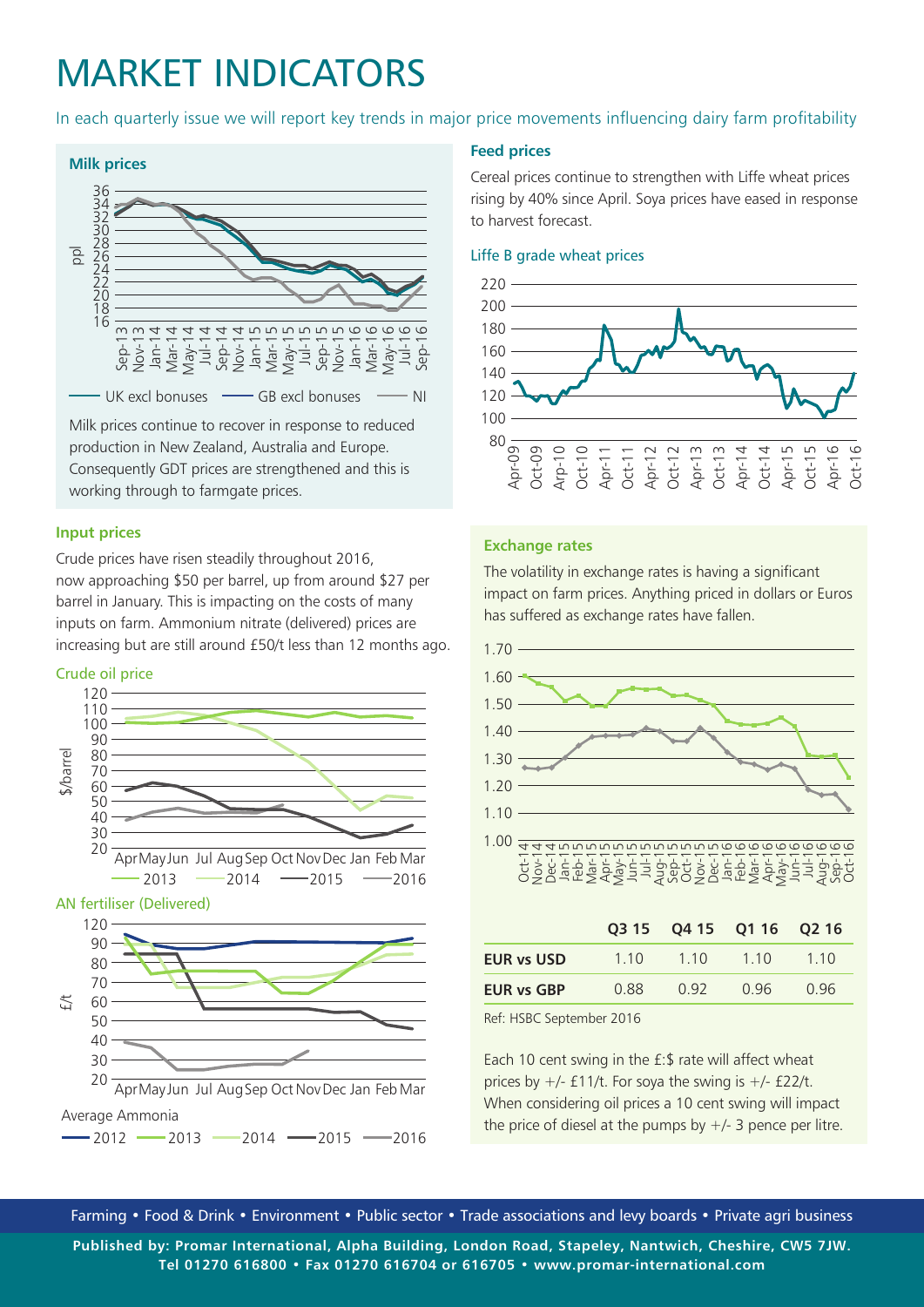# MARKET INDICATORS

In each quarterly issue we will report key trends in major price movements influencing dairy farm profitability

### Milk prices

ppl

36
34
32
30
28
26
24
22
20
18
16

Sep-13 Nov-13 Jan-14 Mar-14 May-14 Jul-14 Sep-14 Nov-14 Jan-15 Mar-15 May-15 Jul-15 Sep-15 Nov-15 Jan-16 Mar-16 May-16 Jul-16 Sep-16

UK excl bonuses — GB excl bonuses — NI

Milk prices continue to recover in response to reduced production in New Zealand, Australia and Europe. Consequently GDT prices are strengthened and this is working through to farmgate prices.

### Input prices

Crude prices have risen steadily throughout 2016, now approaching $50 per barrel, up from around $27 per barrel in January. This is impacting on the costs of many inputs on farm. Ammonium nitrate (delivered) prices are increasing but are still around £50/t less than 12 months ago.

#### Crude oil price

$/barrel

120
110
100
90
80
70
60
50
40
30
20

Apr May Jun Jul Aug Sep Oct Nov Dec Jan Feb Mar

2013 — 2014 — 2015 — 2016

#### AN fertiliser (Delivered)

£/t

120
90
80
70
60
50
40
30
20

Apr May Jun Jul Aug Sep Oct Nov Dec Jan Feb Mar

Average Ammonia

2012 — 2013 — 2014 — 2015 — 2016

### Feed prices

Cereal prices continue to strengthen with Liffe wheat prices rising by 40% since April. Soya prices have eased in response to harvest forecast.

#### Liffe B grade wheat prices

220
200
180
160
140
120
100
80

Apr-09 Oct-09 Arp-10 Oct-10 Apr-11 Oct-11 Apr-12 Oct-12 Apr-13 Oct-13 Apr-14 Oct-14 Apr-15 Oct-15 Apr-16 Oct-16

### Exchange rates

The volatility in exchange rates is having a significant impact on farm prices. Anything priced in dollars or Euros has suffered as exchange rates have fallen.

1.70
1.60
1.50
1.40
1.30
1.20
1.10
1.00

Oct-14 Nov-14 Dec-14 Jan-15 Feb-15 Mar-15 Apr-15 May-15 Jun-15 Jul-15 Aug-15 Sep-15 Oct-15 Nov-15 Dec-15 Jan-16 Feb-16 Mar-16 Apr-16 May-16 Jun-16 Jul-16 Aug-16 Sep-16 Oct-16

| | Q3 15 | Q4 15 | Q1 16 | Q2 16 |
|---|---|---|---|---|
| EUR vs USD | 1.10 | 1.10 | 1.10 | 1.10 |
| EUR vs GBP | 0.88 | 0.92 | 0.96 | 0.96 |

Ref: HSBC September 2016

Each 10 cent swing in the £:$ rate will affect wheat prices by +/- £11/t. For soya the swing is +/- £22/t. When considering oil prices a 10 cent swing will impact the price of diesel at the pumps by +/- 3 pence per litre.

Farming • Food & Drink • Environment • Public sector • Trade associations and levy boards • Private agri business

**Published by: Promar International, Alpha Building, London Road, Stapeley, Nantwich, Cheshire, CW5 7JW. Tel 01270 616800 • Fax 01270 616704 or 616705 • www.promar-international.com**